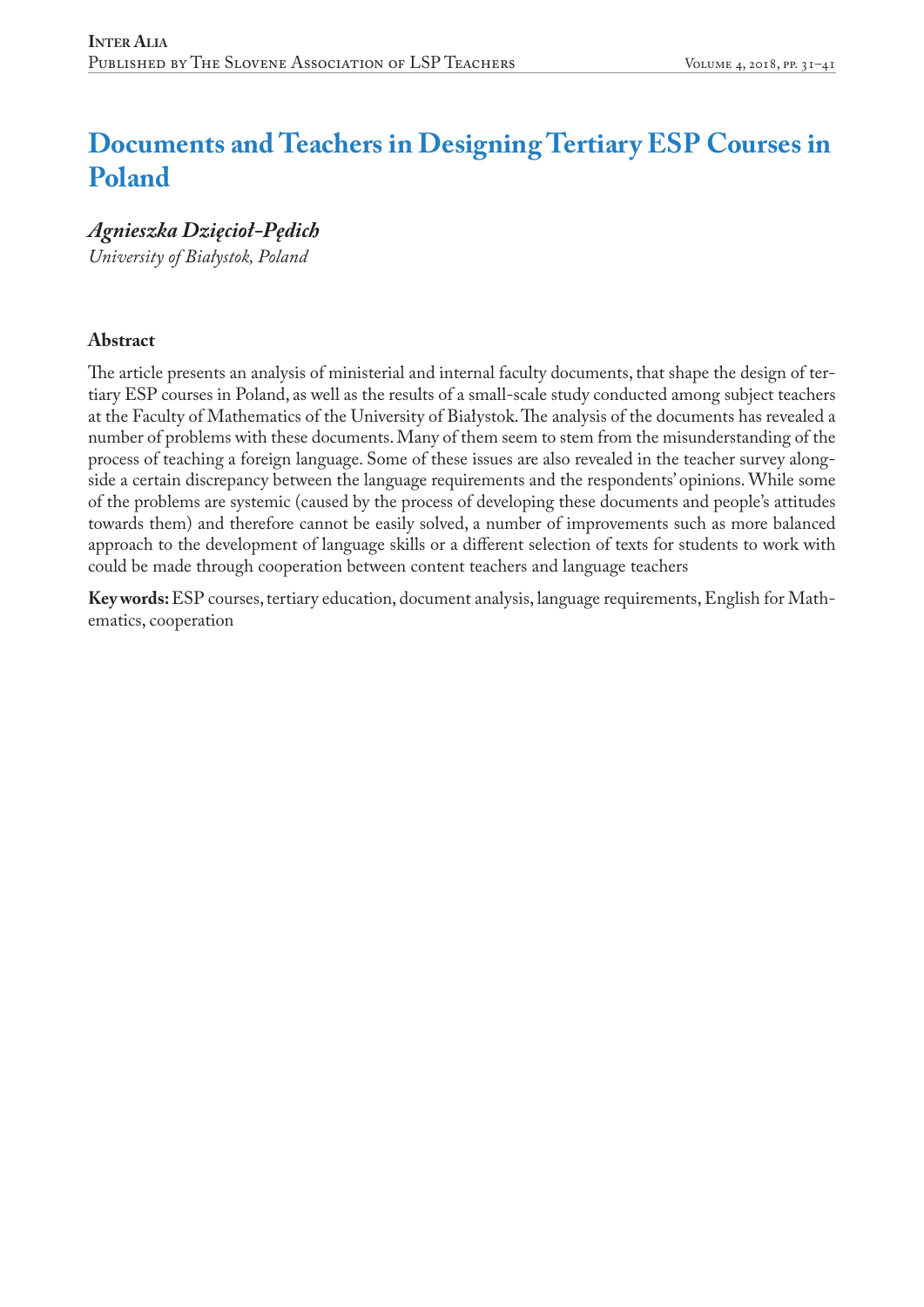# Documents and Teachers in Designing Tertiary ESP Courses in Poland

***Agnieszka Dzięcioł-Pędich***

*University of Białystok, Poland*

## Abstract

The article presents an analysis of ministerial and internal faculty documents, that shape the design of tertiary ESP courses in Poland, as well as the results of a small-scale study conducted among subject teachers at the Faculty of Mathematics of the University of Białystok. The analysis of the documents has revealed a number of problems with these documents. Many of them seem to stem from the misunderstanding of the process of teaching a foreign language. Some of these issues are also revealed in the teacher survey alongside a certain discrepancy between the language requirements and the respondents' opinions. While some of the problems are systemic (caused by the process of developing these documents and people's attitudes towards them) and therefore cannot be easily solved, a number of improvements such as more balanced approach to the development of language skills or a different selection of texts for students to work with could be made through cooperation between content teachers and language teachers

**Key words:** ESP courses, tertiary education, document analysis, language requirements, English for Mathematics, cooperation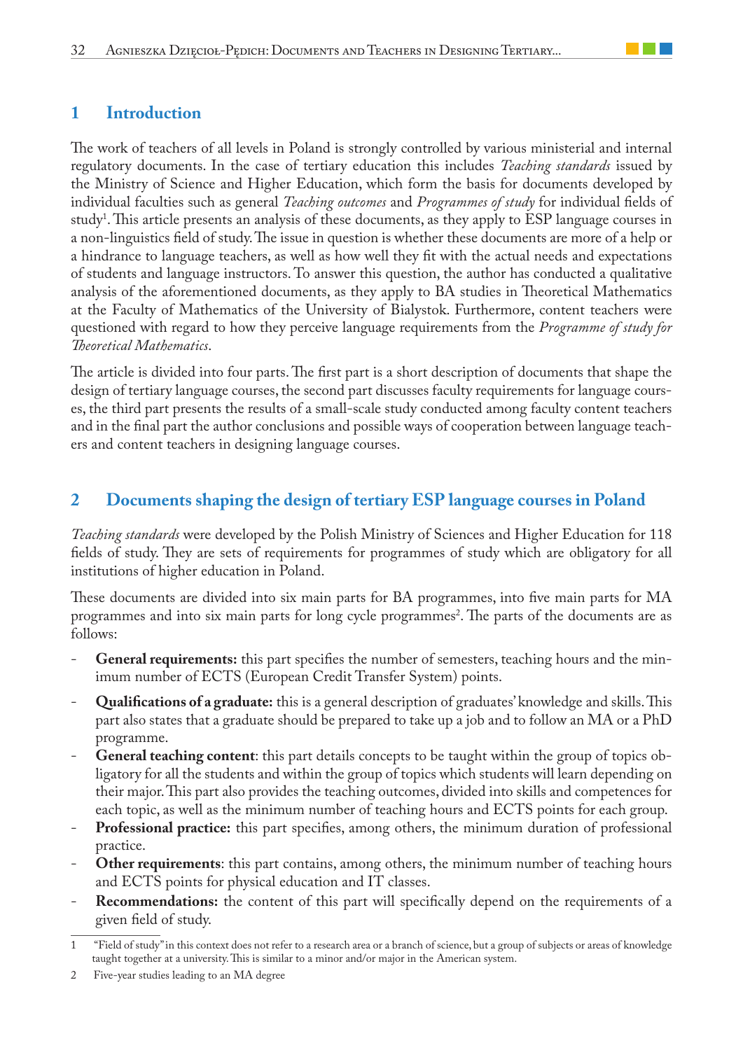## 1 Introduction

The work of teachers of all levels in Poland is strongly controlled by various ministerial and internal regulatory documents. In the case of tertiary education this includes *Teaching standards* issued by the Ministry of Science and Higher Education, which form the basis for documents developed by individual faculties such as general *Teaching outcomes* and *Programmes of study* for individual fields of study[1]. This article presents an analysis of these documents, as they apply to ESP language courses in a non-linguistics field of study. The issue in question is whether these documents are more of a help or a hindrance to language teachers, as well as how well they fit with the actual needs and expectations of students and language instructors. To answer this question, the author has conducted a qualitative analysis of the aforementioned documents, as they apply to BA studies in Theoretical Mathematics at the Faculty of Mathematics of the University of Bialystok. Furthermore, content teachers were questioned with regard to how they perceive language requirements from the *Programme of study for Theoretical Mathematics*.

The article is divided into four parts. The first part is a short description of documents that shape the design of tertiary language courses, the second part discusses faculty requirements for language courses, the third part presents the results of a small-scale study conducted among faculty content teachers and in the final part the author conclusions and possible ways of cooperation between language teachers and content teachers in designing language courses.

## 2 Documents shaping the design of tertiary ESP language courses in Poland

*Teaching standards* were developed by the Polish Ministry of Sciences and Higher Education for 118 fields of study. They are sets of requirements for programmes of study which are obligatory for all institutions of higher education in Poland.

These documents are divided into six main parts for BA programmes, into five main parts for MA programmes and into six main parts for long cycle programmes[2]. The parts of the documents are as follows:

- **General requirements:** this part specifies the number of semesters, teaching hours and the minimum number of ECTS (European Credit Transfer System) points.
- **Qualifications of a graduate:** this is a general description of graduates' knowledge and skills. This part also states that a graduate should be prepared to take up a job and to follow an MA or a PhD programme.
- **General teaching content**: this part details concepts to be taught within the group of topics obligatory for all the students and within the group of topics which students will learn depending on their major. This part also provides the teaching outcomes, divided into skills and competences for each topic, as well as the minimum number of teaching hours and ECTS points for each group.
- **Professional practice:** this part specifies, among others, the minimum duration of professional practice.
- **Other requirements**: this part contains, among others, the minimum number of teaching hours and ECTS points for physical education and IT classes.
- **Recommendations:** the content of this part will specifically depend on the requirements of a given field of study.

---

1 "Field of study" in this context does not refer to a research area or a branch of science, but a group of subjects or areas of knowledge taught together at a university. This is similar to a minor and/or major in the American system.

2 Five-year studies leading to an MA degree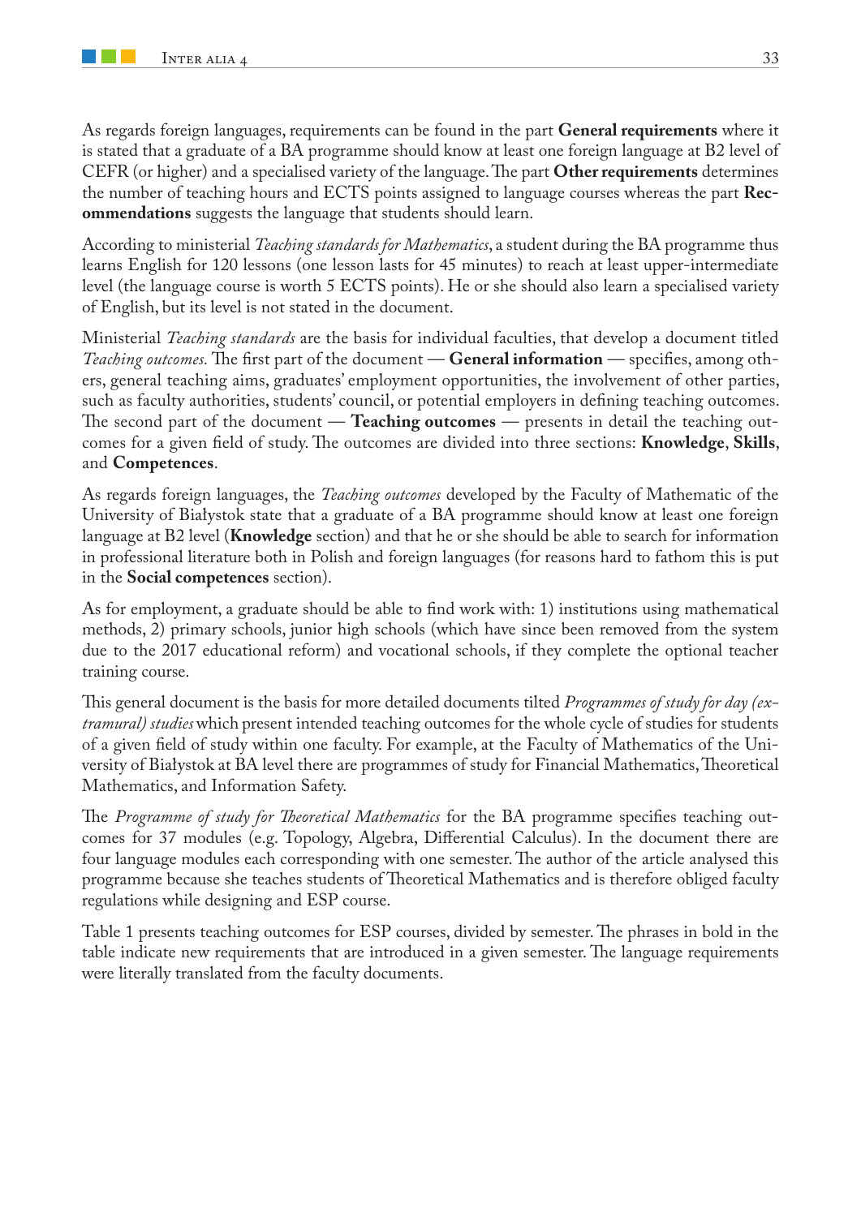As regards foreign languages, requirements can be found in the part **General requirements** where it is stated that a graduate of a BA programme should know at least one foreign language at B2 level of CEFR (or higher) and a specialised variety of the language. The part **Other requirements** determines the number of teaching hours and ECTS points assigned to language courses whereas the part **Recommendations** suggests the language that students should learn.

According to ministerial *Teaching standards for Mathematics*, a student during the BA programme thus learns English for 120 lessons (one lesson lasts for 45 minutes) to reach at least upper-intermediate level (the language course is worth 5 ECTS points). He or she should also learn a specialised variety of English, but its level is not stated in the document.

Ministerial *Teaching standards* are the basis for individual faculties, that develop a document titled *Teaching outcomes*. The first part of the document — **General information** — specifies, among others, general teaching aims, graduates' employment opportunities, the involvement of other parties, such as faculty authorities, students' council, or potential employers in defining teaching outcomes. The second part of the document — **Teaching outcomes** — presents in detail the teaching outcomes for a given field of study. The outcomes are divided into three sections: **Knowledge**, **Skills**, and **Competences**.

As regards foreign languages, the *Teaching outcomes* developed by the Faculty of Mathematic of the University of Białystok state that a graduate of a BA programme should know at least one foreign language at B2 level (**Knowledge** section) and that he or she should be able to search for information in professional literature both in Polish and foreign languages (for reasons hard to fathom this is put in the **Social competences** section).

As for employment, a graduate should be able to find work with: 1) institutions using mathematical methods, 2) primary schools, junior high schools (which have since been removed from the system due to the 2017 educational reform) and vocational schools, if they complete the optional teacher training course.

This general document is the basis for more detailed documents tilted *Programmes of study for day (extramural) studies* which present intended teaching outcomes for the whole cycle of studies for students of a given field of study within one faculty. For example, at the Faculty of Mathematics of the University of Białystok at BA level there are programmes of study for Financial Mathematics, Theoretical Mathematics, and Information Safety.

The *Programme of study for Theoretical Mathematics* for the BA programme specifies teaching outcomes for 37 modules (e.g. Topology, Algebra, Differential Calculus). In the document there are four language modules each corresponding with one semester. The author of the article analysed this programme because she teaches students of Theoretical Mathematics and is therefore obliged faculty regulations while designing and ESP course.

Table 1 presents teaching outcomes for ESP courses, divided by semester. The phrases in bold in the table indicate new requirements that are introduced in a given semester. The language requirements were literally translated from the faculty documents.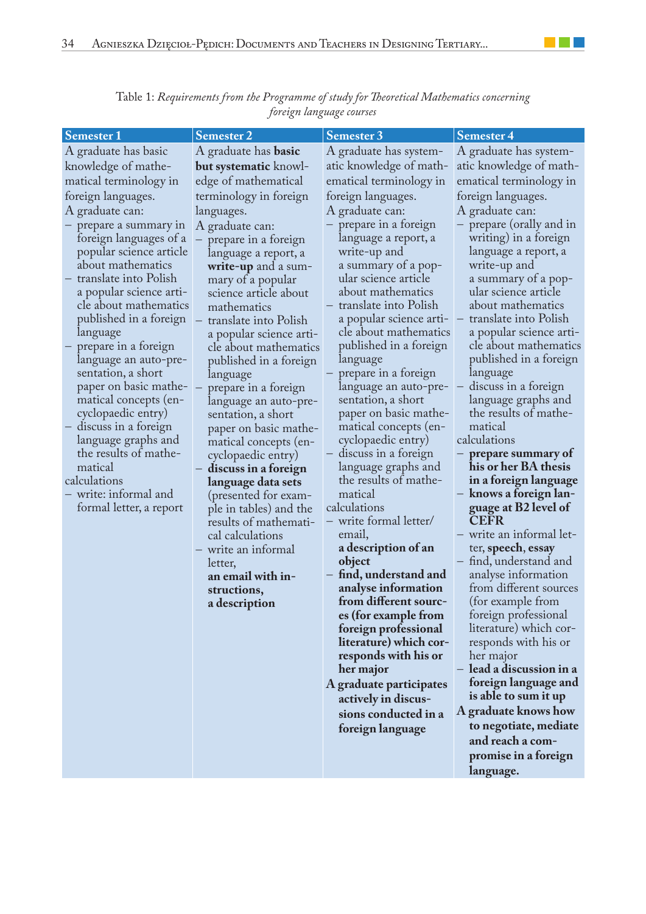Table 1: *Requirements from the Programme of study for Theoretical Mathematics concerning foreign language courses*

| Semester 1 | Semester 2 | Semester 3 | Semester 4 |
|---|---|---|---|
| A graduate has basic knowledge of mathematical terminology in foreign languages.<br>A graduate can:<br>– prepare a summary in foreign languages of a popular science article about mathematics<br>– translate into Polish a popular science article about mathematics published in a foreign language<br>– prepare in a foreign language an auto-presentation, a short paper on basic mathematical concepts (encyclopaedic entry)<br>– discuss in a foreign language graphs and the results of mathematical calculations<br>– write: informal and formal letter, a report | A graduate has **basic but systematic** knowledge of mathematical terminology in foreign languages.<br>A graduate can:<br>– prepare in a foreign language a report, a **write-up** and a summary of a popular science article about mathematics<br>– translate into Polish a popular science article about mathematics published in a foreign language<br>– prepare in a foreign language an auto-presentation, a short paper on basic mathematical concepts (encyclopaedic entry)<br>– **discuss in a foreign language data sets** (presented for example in tables) and the results of mathematical calculations<br>– write an informal letter, **an email with instructions, a description** | A graduate has systematic knowledge of mathematical terminology in foreign languages.<br>A graduate can:<br>– prepare in a foreign language a report, a write-up and a summary of a popular science article about mathematics<br>– translate into Polish a popular science article about mathematics published in a foreign language<br>– prepare in a foreign language an auto-presentation, a short paper on basic mathematical concepts (encyclopaedic entry)<br>– discuss in a foreign language graphs and the results of mathematical calculations<br>– write formal letter/email, **a description of an object**<br>– **find, understand and analyse information from different sources (for example from foreign professional literature) which corresponds with his or her major**<br>**A graduate participates actively in discussions conducted in a foreign language** | A graduate has systematic knowledge of mathematical terminology in foreign languages.<br>A graduate can:<br>– prepare (orally and in writing) in a foreign language a report, a write-up and a summary of a popular science article about mathematics<br>– translate into Polish a popular science article about mathematics published in a foreign language<br>– discuss in a foreign language graphs and the results of mathematical calculations<br>– **prepare summary of his or her BA thesis in a foreign language**<br>– **knows a foreign language at B2 level of CEFR**<br>– write an informal letter, **speech**, **essay**<br>– find, understand and analyse information from different sources (for example from foreign professional literature) which corresponds with his or her major<br>– **lead a discussion in a foreign language and is able to sum it up**<br>**A graduate knows how to negotiate, mediate and reach a compromise in a foreign language.** |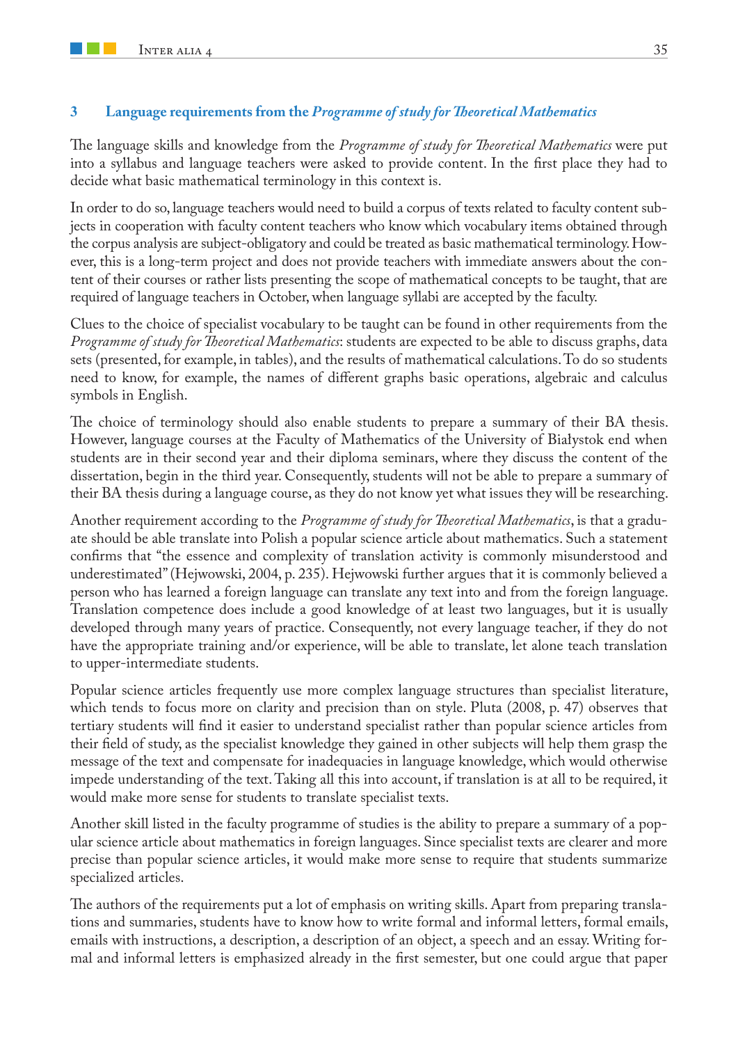## 3 Language requirements from the *Programme of study for Theoretical Mathematics*

The language skills and knowledge from the *Programme of study for Theoretical Mathematics* were put into a syllabus and language teachers were asked to provide content. In the first place they had to decide what basic mathematical terminology in this context is.

In order to do so, language teachers would need to build a corpus of texts related to faculty content subjects in cooperation with faculty content teachers who know which vocabulary items obtained through the corpus analysis are subject-obligatory and could be treated as basic mathematical terminology. However, this is a long-term project and does not provide teachers with immediate answers about the content of their courses or rather lists presenting the scope of mathematical concepts to be taught, that are required of language teachers in October, when language syllabi are accepted by the faculty.

Clues to the choice of specialist vocabulary to be taught can be found in other requirements from the *Programme of study for Theoretical Mathematics*: students are expected to be able to discuss graphs, data sets (presented, for example, in tables), and the results of mathematical calculations. To do so students need to know, for example, the names of different graphs basic operations, algebraic and calculus symbols in English.

The choice of terminology should also enable students to prepare a summary of their BA thesis. However, language courses at the Faculty of Mathematics of the University of Białystok end when students are in their second year and their diploma seminars, where they discuss the content of the dissertation, begin in the third year. Consequently, students will not be able to prepare a summary of their BA thesis during a language course, as they do not know yet what issues they will be researching.

Another requirement according to the *Programme of study for Theoretical Mathematics*, is that a graduate should be able translate into Polish a popular science article about mathematics. Such a statement confirms that "the essence and complexity of translation activity is commonly misunderstood and underestimated" (Hejwowski, 2004, p. 235). Hejwowski further argues that it is commonly believed a person who has learned a foreign language can translate any text into and from the foreign language. Translation competence does include a good knowledge of at least two languages, but it is usually developed through many years of practice. Consequently, not every language teacher, if they do not have the appropriate training and/or experience, will be able to translate, let alone teach translation to upper-intermediate students.

Popular science articles frequently use more complex language structures than specialist literature, which tends to focus more on clarity and precision than on style. Pluta (2008, p. 47) observes that tertiary students will find it easier to understand specialist rather than popular science articles from their field of study, as the specialist knowledge they gained in other subjects will help them grasp the message of the text and compensate for inadequacies in language knowledge, which would otherwise impede understanding of the text. Taking all this into account, if translation is at all to be required, it would make more sense for students to translate specialist texts.

Another skill listed in the faculty programme of studies is the ability to prepare a summary of a popular science article about mathematics in foreign languages. Since specialist texts are clearer and more precise than popular science articles, it would make more sense to require that students summarize specialized articles.

The authors of the requirements put a lot of emphasis on writing skills. Apart from preparing translations and summaries, students have to know how to write formal and informal letters, formal emails, emails with instructions, a description, a description of an object, a speech and an essay. Writing formal and informal letters is emphasized already in the first semester, but one could argue that paper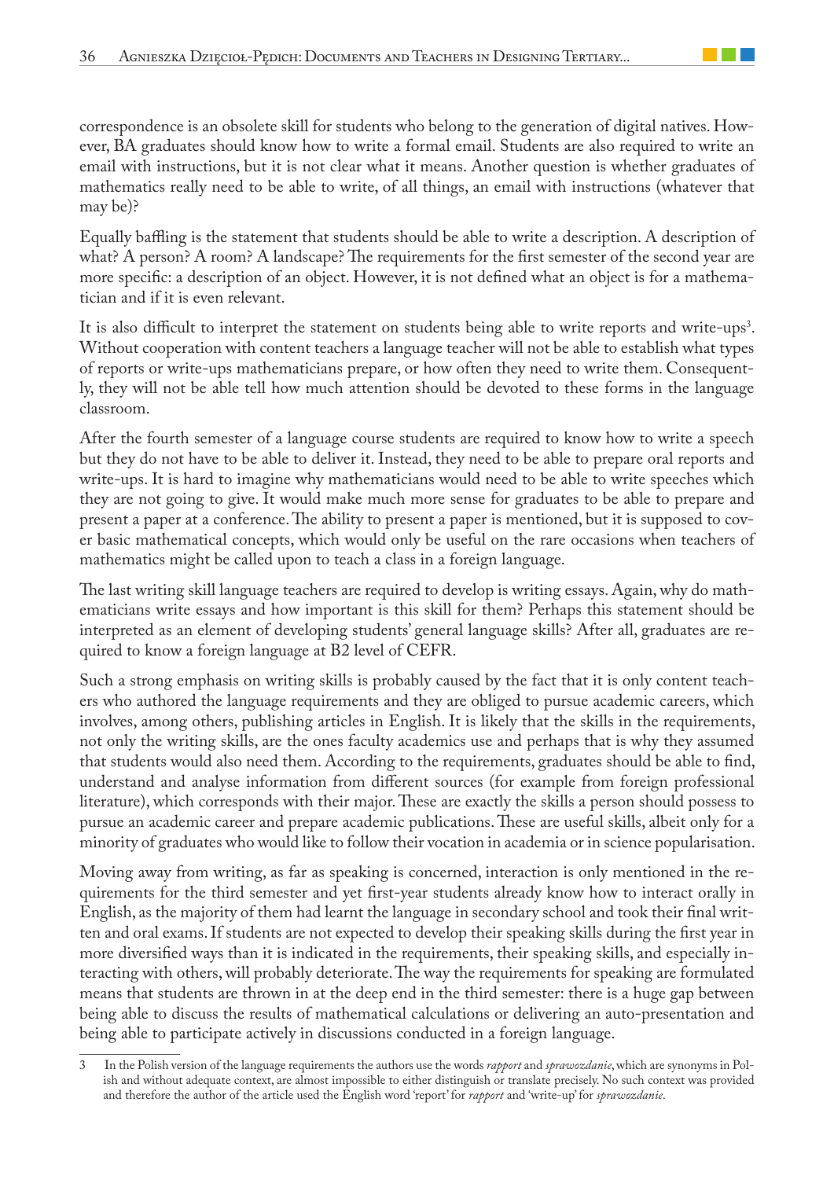correspondence is an obsolete skill for students who belong to the generation of digital natives. However, BA graduates should know how to write a formal email. Students are also required to write an email with instructions, but it is not clear what it means. Another question is whether graduates of mathematics really need to be able to write, of all things, an email with instructions (whatever that may be)?

Equally baffling is the statement that students should be able to write a description. A description of what? A person? A room? A landscape? The requirements for the first semester of the second year are more specific: a description of an object. However, it is not defined what an object is for a mathematician and if it is even relevant.

It is also difficult to interpret the statement on students being able to write reports and write-ups[3]. Without cooperation with content teachers a language teacher will not be able to establish what types of reports or write-ups mathematicians prepare, or how often they need to write them. Consequently, they will not be able tell how much attention should be devoted to these forms in the language classroom.

After the fourth semester of a language course students are required to know how to write a speech but they do not have to be able to deliver it. Instead, they need to be able to prepare oral reports and write-ups. It is hard to imagine why mathematicians would need to be able to write speeches which they are not going to give. It would make much more sense for graduates to be able to prepare and present a paper at a conference. The ability to present a paper is mentioned, but it is supposed to cover basic mathematical concepts, which would only be useful on the rare occasions when teachers of mathematics might be called upon to teach a class in a foreign language.

The last writing skill language teachers are required to develop is writing essays. Again, why do mathematicians write essays and how important is this skill for them? Perhaps this statement should be interpreted as an element of developing students' general language skills? After all, graduates are required to know a foreign language at B2 level of CEFR.

Such a strong emphasis on writing skills is probably caused by the fact that it is only content teachers who authored the language requirements and they are obliged to pursue academic careers, which involves, among others, publishing articles in English. It is likely that the skills in the requirements, not only the writing skills, are the ones faculty academics use and perhaps that is why they assumed that students would also need them. According to the requirements, graduates should be able to find, understand and analyse information from different sources (for example from foreign professional literature), which corresponds with their major. These are exactly the skills a person should possess to pursue an academic career and prepare academic publications. These are useful skills, albeit only for a minority of graduates who would like to follow their vocation in academia or in science popularisation.

Moving away from writing, as far as speaking is concerned, interaction is only mentioned in the requirements for the third semester and yet first-year students already know how to interact orally in English, as the majority of them had learnt the language in secondary school and took their final written and oral exams. If students are not expected to develop their speaking skills during the first year in more diversified ways than it is indicated in the requirements, their speaking skills, and especially interacting with others, will probably deteriorate. The way the requirements for speaking are formulated means that students are thrown in at the deep end in the third semester: there is a huge gap between being able to discuss the results of mathematical calculations or delivering an auto-presentation and being able to participate actively in discussions conducted in a foreign language.

---

3 In the Polish version of the language requirements the authors use the words *rapport* and *sprawozdanie*, which are synonyms in Polish and without adequate context, are almost impossible to either distinguish or translate precisely. No such context was provided and therefore the author of the article used the English word 'report' for *rapport* and 'write-up' for *sprawozdanie*.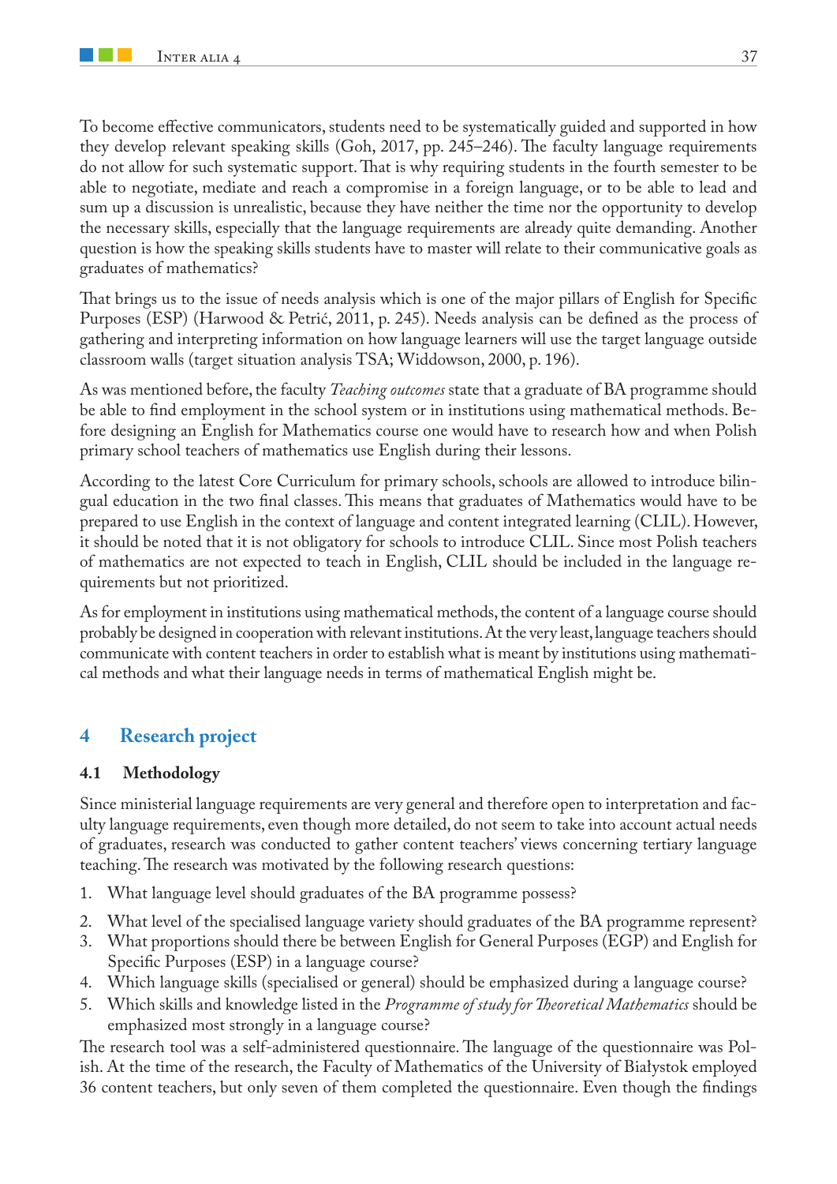To become effective communicators, students need to be systematically guided and supported in how they develop relevant speaking skills (Goh, 2017, pp. 245–246). The faculty language requirements do not allow for such systematic support. That is why requiring students in the fourth semester to be able to negotiate, mediate and reach a compromise in a foreign language, or to be able to lead and sum up a discussion is unrealistic, because they have neither the time nor the opportunity to develop the necessary skills, especially that the language requirements are already quite demanding. Another question is how the speaking skills students have to master will relate to their communicative goals as graduates of mathematics?

That brings us to the issue of needs analysis which is one of the major pillars of English for Specific Purposes (ESP) (Harwood & Petrić, 2011, p. 245). Needs analysis can be defined as the process of gathering and interpreting information on how language learners will use the target language outside classroom walls (target situation analysis TSA; Widdowson, 2000, p. 196).

As was mentioned before, the faculty *Teaching outcomes* state that a graduate of BA programme should be able to find employment in the school system or in institutions using mathematical methods. Before designing an English for Mathematics course one would have to research how and when Polish primary school teachers of mathematics use English during their lessons.

According to the latest Core Curriculum for primary schools, schools are allowed to introduce bilingual education in the two final classes. This means that graduates of Mathematics would have to be prepared to use English in the context of language and content integrated learning (CLIL). However, it should be noted that it is not obligatory for schools to introduce CLIL. Since most Polish teachers of mathematics are not expected to teach in English, CLIL should be included in the language requirements but not prioritized.

As for employment in institutions using mathematical methods, the content of a language course should probably be designed in cooperation with relevant institutions. At the very least, language teachers should communicate with content teachers in order to establish what is meant by institutions using mathematical methods and what their language needs in terms of mathematical English might be.

## 4 Research project

### 4.1 Methodology

Since ministerial language requirements are very general and therefore open to interpretation and faculty language requirements, even though more detailed, do not seem to take into account actual needs of graduates, research was conducted to gather content teachers' views concerning tertiary language teaching. The research was motivated by the following research questions:

1. What language level should graduates of the BA programme possess?
2. What level of the specialised language variety should graduates of the BA programme represent?
3. What proportions should there be between English for General Purposes (EGP) and English for Specific Purposes (ESP) in a language course?
4. Which language skills (specialised or general) should be emphasized during a language course?
5. Which skills and knowledge listed in the *Programme of study for Theoretical Mathematics* should be emphasized most strongly in a language course?

The research tool was a self-administered questionnaire. The language of the questionnaire was Polish. At the time of the research, the Faculty of Mathematics of the University of Białystok employed 36 content teachers, but only seven of them completed the questionnaire. Even though the findings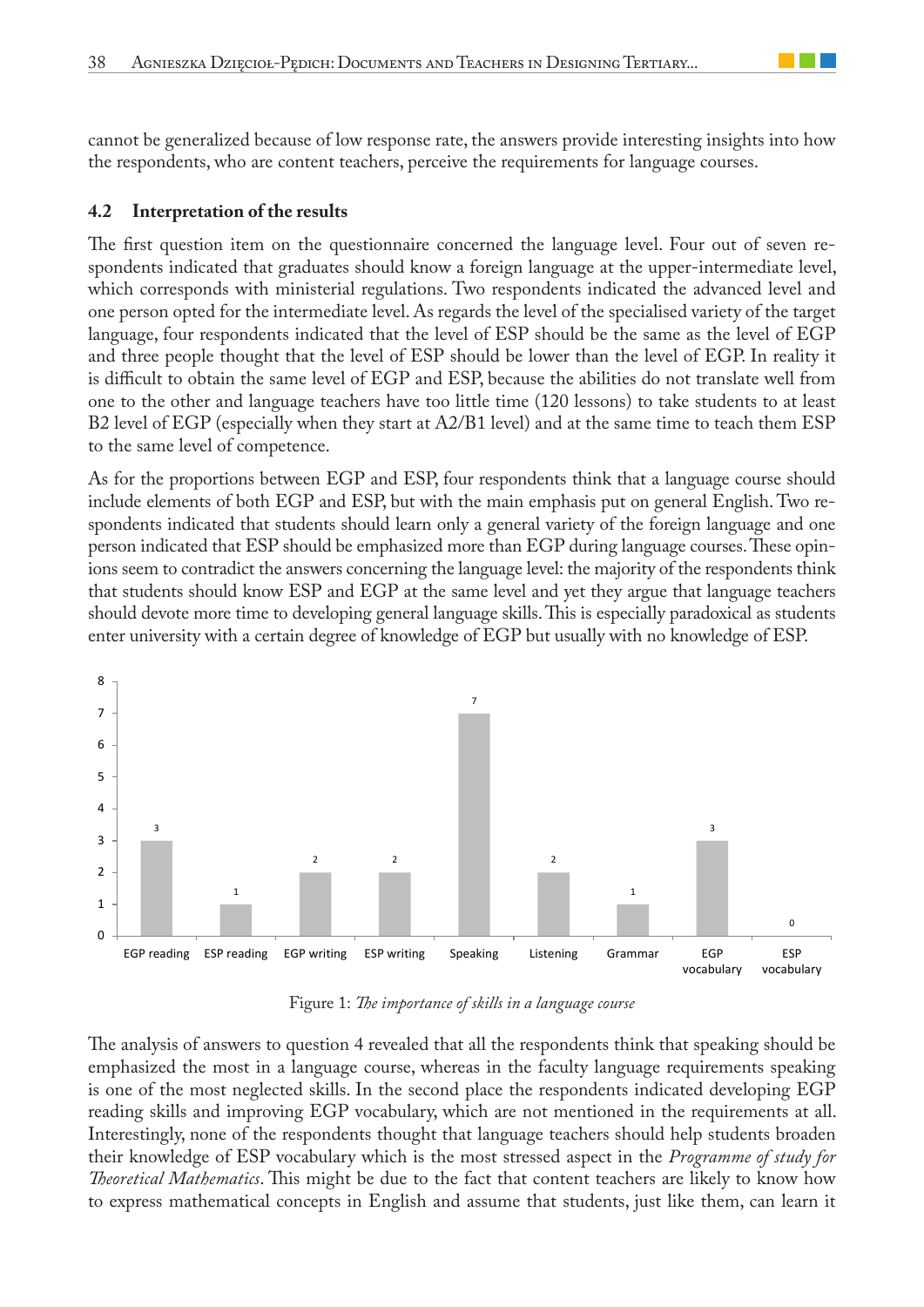cannot be generalized because of low response rate, the answers provide interesting insights into how the respondents, who are content teachers, perceive the requirements for language courses.

### 4.2 Interpretation of the results

The first question item on the questionnaire concerned the language level. Four out of seven respondents indicated that graduates should know a foreign language at the upper-intermediate level, which corresponds with ministerial regulations. Two respondents indicated the advanced level and one person opted for the intermediate level. As regards the level of the specialised variety of the target language, four respondents indicated that the level of ESP should be the same as the level of EGP and three people thought that the level of ESP should be lower than the level of EGP. In reality it is difficult to obtain the same level of EGP and ESP, because the abilities do not translate well from one to the other and language teachers have too little time (120 lessons) to take students to at least B2 level of EGP (especially when they start at A2/B1 level) and at the same time to teach them ESP to the same level of competence.

As for the proportions between EGP and ESP, four respondents think that a language course should include elements of both EGP and ESP, but with the main emphasis put on general English. Two respondents indicated that students should learn only a general variety of the foreign language and one person indicated that ESP should be emphasized more than EGP during language courses. These opinions seem to contradict the answers concerning the language level: the majority of the respondents think that students should know ESP and EGP at the same level and yet they argue that language teachers should devote more time to developing general language skills. This is especially paradoxical as students enter university with a certain degree of knowledge of EGP but usually with no knowledge of ESP.

| Skill | Number of respondents |
|---|---|
| EGP reading | 3 |
| ESP reading | 1 |
| EGP writing | 2 |
| ESP writing | 2 |
| Speaking | 7 |
| Listening | 2 |
| Grammar | 1 |
| EGP vocabulary | 3 |
| ESP vocabulary | 0 |

Figure 1: *The importance of skills in a language course*

The analysis of answers to question 4 revealed that all the respondents think that speaking should be emphasized the most in a language course, whereas in the faculty language requirements speaking is one of the most neglected skills. In the second place the respondents indicated developing EGP reading skills and improving EGP vocabulary, which are not mentioned in the requirements at all. Interestingly, none of the respondents thought that language teachers should help students broaden their knowledge of ESP vocabulary which is the most stressed aspect in the *Programme of study for Theoretical Mathematics*. This might be due to the fact that content teachers are likely to know how to express mathematical concepts in English and assume that students, just like them, can learn it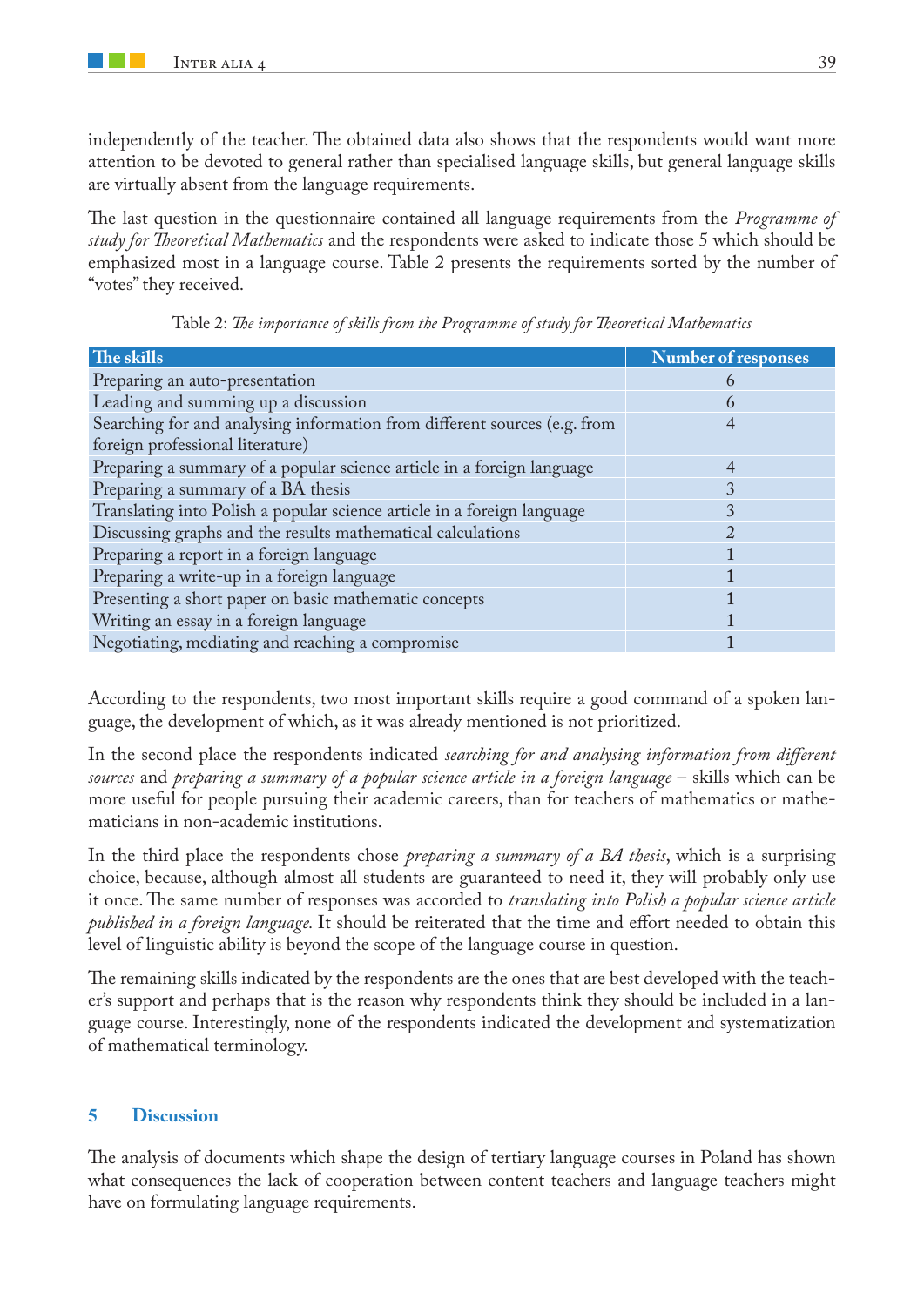independently of the teacher. The obtained data also shows that the respondents would want more attention to be devoted to general rather than specialised language skills, but general language skills are virtually absent from the language requirements.

The last question in the questionnaire contained all language requirements from the *Programme of study for Theoretical Mathematics* and the respondents were asked to indicate those 5 which should be emphasized most in a language course. Table 2 presents the requirements sorted by the number of "votes" they received.

Table 2: *The importance of skills from the Programme of study for Theoretical Mathematics*

| The skills | Number of responses |
|---|---|
| Preparing an auto-presentation | 6 |
| Leading and summing up a discussion | 6 |
| Searching for and analysing information from different sources (e.g. from foreign professional literature) | 4 |
| Preparing a summary of a popular science article in a foreign language | 4 |
| Preparing a summary of a BA thesis | 3 |
| Translating into Polish a popular science article in a foreign language | 3 |
| Discussing graphs and the results mathematical calculations | 2 |
| Preparing a report in a foreign language | 1 |
| Preparing a write-up in a foreign language | 1 |
| Presenting a short paper on basic mathematic concepts | 1 |
| Writing an essay in a foreign language | 1 |
| Negotiating, mediating and reaching a compromise | 1 |

According to the respondents, two most important skills require a good command of a spoken language, the development of which, as it was already mentioned is not prioritized.

In the second place the respondents indicated *searching for and analysing information from different sources* and *preparing a summary of a popular science article in a foreign language* – skills which can be more useful for people pursuing their academic careers, than for teachers of mathematics or mathematicians in non-academic institutions.

In the third place the respondents chose *preparing a summary of a BA thesis*, which is a surprising choice, because, although almost all students are guaranteed to need it, they will probably only use it once. The same number of responses was accorded to *translating into Polish a popular science article published in a foreign language.* It should be reiterated that the time and effort needed to obtain this level of linguistic ability is beyond the scope of the language course in question.

The remaining skills indicated by the respondents are the ones that are best developed with the teacher's support and perhaps that is the reason why respondents think they should be included in a language course. Interestingly, none of the respondents indicated the development and systematization of mathematical terminology.

## 5 Discussion

The analysis of documents which shape the design of tertiary language courses in Poland has shown what consequences the lack of cooperation between content teachers and language teachers might have on formulating language requirements.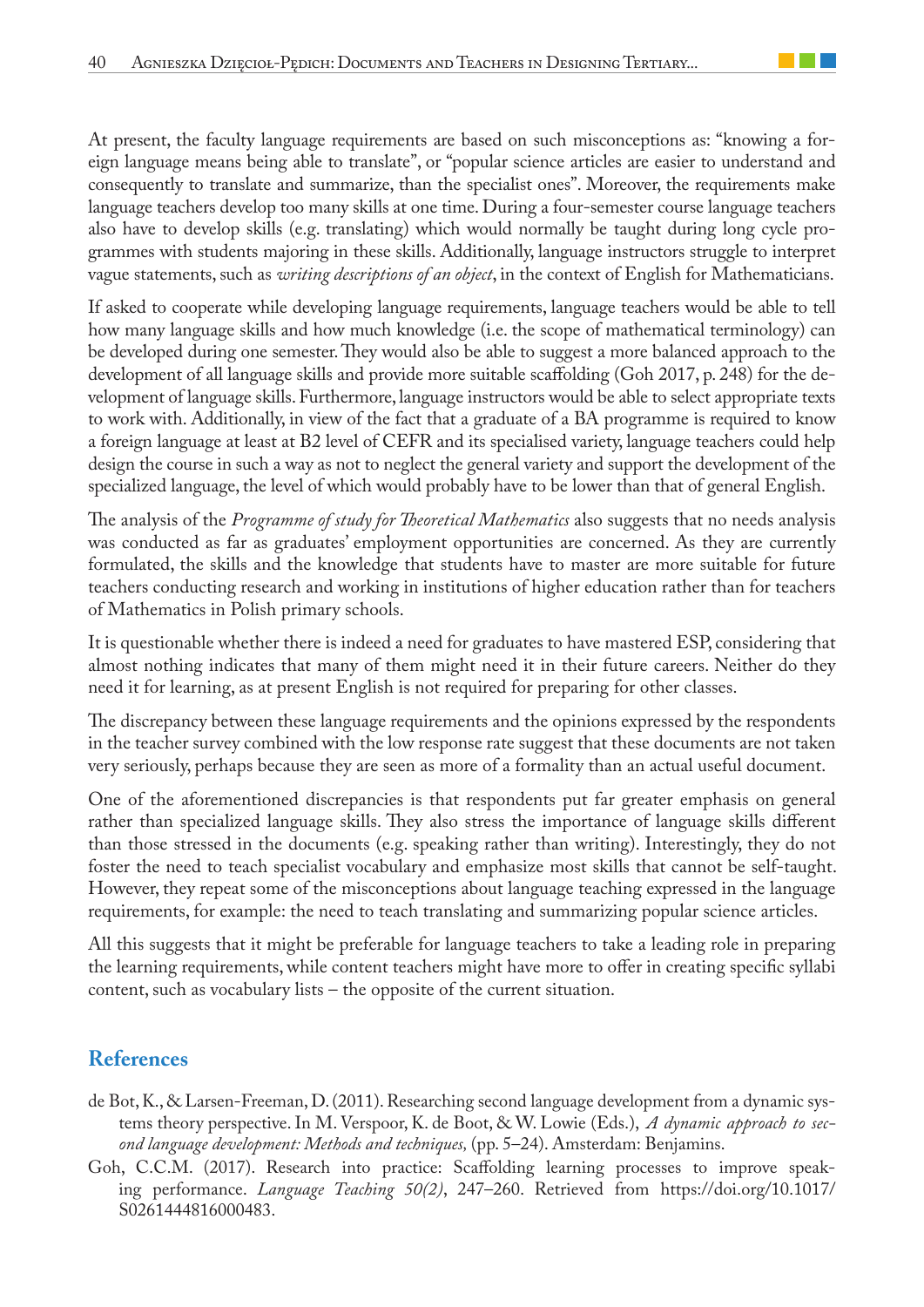At present, the faculty language requirements are based on such misconceptions as: "knowing a foreign language means being able to translate", or "popular science articles are easier to understand and consequently to translate and summarize, than the specialist ones". Moreover, the requirements make language teachers develop too many skills at one time. During a four-semester course language teachers also have to develop skills (e.g. translating) which would normally be taught during long cycle programmes with students majoring in these skills. Additionally, language instructors struggle to interpret vague statements, such as *writing descriptions of an object*, in the context of English for Mathematicians.

If asked to cooperate while developing language requirements, language teachers would be able to tell how many language skills and how much knowledge (i.e. the scope of mathematical terminology) can be developed during one semester. They would also be able to suggest a more balanced approach to the development of all language skills and provide more suitable scaffolding (Goh 2017, p. 248) for the development of language skills. Furthermore, language instructors would be able to select appropriate texts to work with. Additionally, in view of the fact that a graduate of a BA programme is required to know a foreign language at least at B2 level of CEFR and its specialised variety, language teachers could help design the course in such a way as not to neglect the general variety and support the development of the specialized language, the level of which would probably have to be lower than that of general English.

The analysis of the *Programme of study for Theoretical Mathematics* also suggests that no needs analysis was conducted as far as graduates' employment opportunities are concerned. As they are currently formulated, the skills and the knowledge that students have to master are more suitable for future teachers conducting research and working in institutions of higher education rather than for teachers of Mathematics in Polish primary schools.

It is questionable whether there is indeed a need for graduates to have mastered ESP, considering that almost nothing indicates that many of them might need it in their future careers. Neither do they need it for learning, as at present English is not required for preparing for other classes.

The discrepancy between these language requirements and the opinions expressed by the respondents in the teacher survey combined with the low response rate suggest that these documents are not taken very seriously, perhaps because they are seen as more of a formality than an actual useful document.

One of the aforementioned discrepancies is that respondents put far greater emphasis on general rather than specialized language skills. They also stress the importance of language skills different than those stressed in the documents (e.g. speaking rather than writing). Interestingly, they do not foster the need to teach specialist vocabulary and emphasize most skills that cannot be self-taught. However, they repeat some of the misconceptions about language teaching expressed in the language requirements, for example: the need to teach translating and summarizing popular science articles.

All this suggests that it might be preferable for language teachers to take a leading role in preparing the learning requirements, while content teachers might have more to offer in creating specific syllabi content, such as vocabulary lists – the opposite of the current situation.

## References

de Bot, K., & Larsen-Freeman, D. (2011). Researching second language development from a dynamic systems theory perspective. In M. Verspoor, K. de Boot, & W. Lowie (Eds.), *A dynamic approach to second language development: Methods and techniques,* (pp. 5–24). Amsterdam: Benjamins.

Goh, C.C.M. (2017). Research into practice: Scaffolding learning processes to improve speaking performance. *Language Teaching 50(2)*, 247–260. Retrieved from https://doi.org/10.1017/S0261444816000483.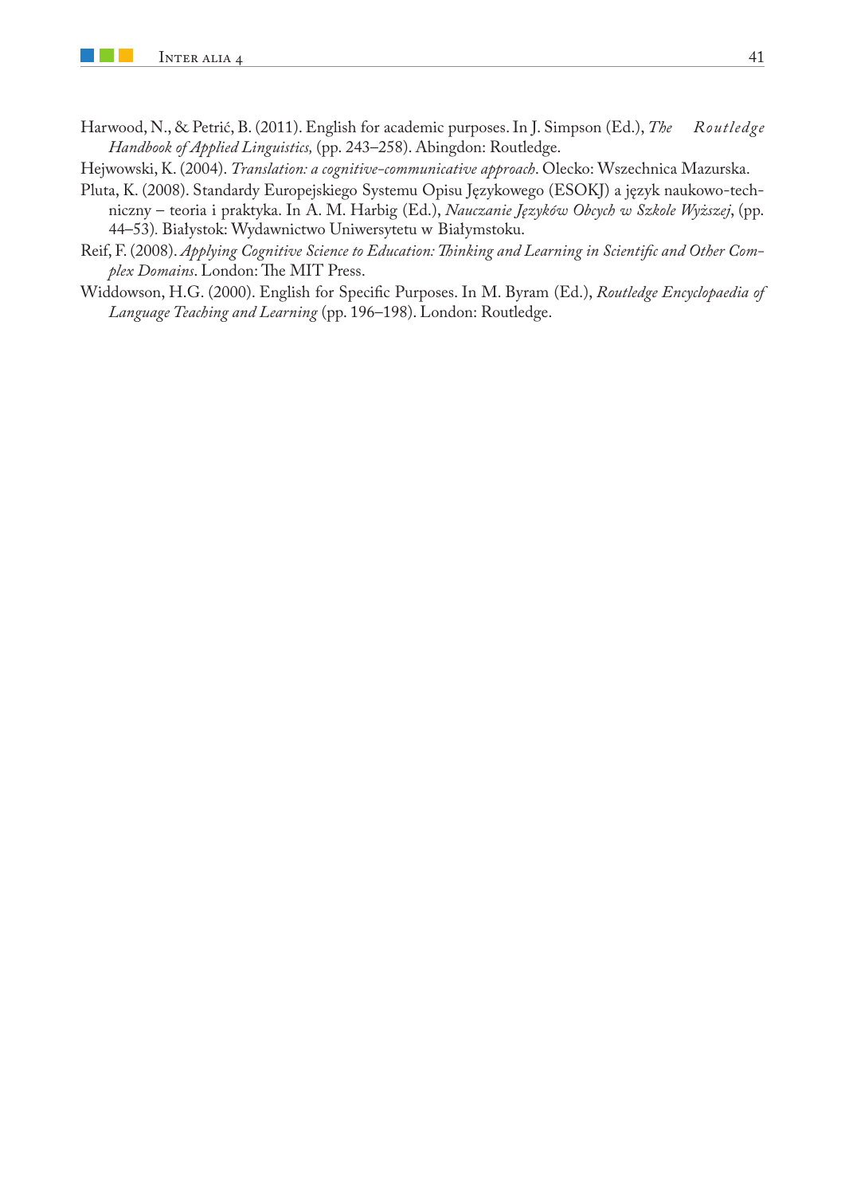Harwood, N., & Petrić, B. (2011). English for academic purposes. In J. Simpson (Ed.), *The Routledge Handbook of Applied Linguistics,* (pp. 243–258). Abingdon: Routledge.

Hejwowski, K. (2004). *Translation: a cognitive-communicative approach*. Olecko: Wszechnica Mazurska.

Pluta, K. (2008). Standardy Europejskiego Systemu Opisu Językowego (ESOKJ) a język naukowo-techniczny – teoria i praktyka. In A. M. Harbig (Ed.), *Nauczanie Języków Obcych w Szkole Wyższej*, (pp. 44–53). Białystok: Wydawnictwo Uniwersytetu w Białymstoku.

Reif, F. (2008). *Applying Cognitive Science to Education: Thinking and Learning in Scientific and Other Complex Domains*. London: The MIT Press.

Widdowson, H.G. (2000). English for Specific Purposes. In M. Byram (Ed.), *Routledge Encyclopaedia of Language Teaching and Learning* (pp. 196–198). London: Routledge.